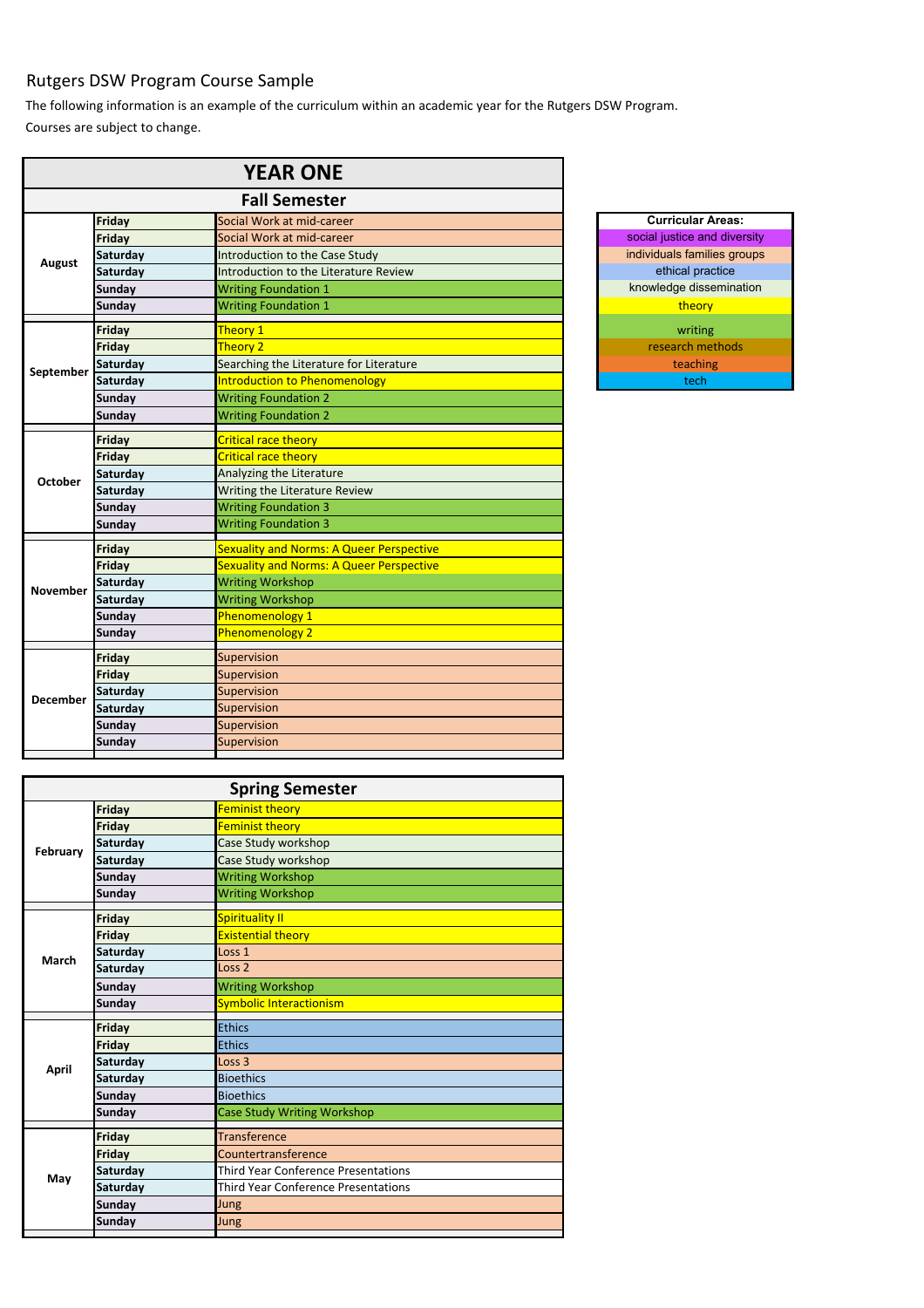# Rutgers DSW Program Course Sample

The following information is an example of the curriculum within an academic year for the Rutgers DSW Program.

Courses are subject to change.

## YEAR ONE

### Fall Semester

| Month | Day | Course |
|---|---|---|
| August | Friday | Social Work at mid-career |
| | Friday | Social Work at mid-career |
| | Saturday | Introduction to the Case Study |
| | Saturday | Introduction to the Literature Review |
| | Sunday | Writing Foundation 1 |
| | Sunday | Writing Foundation 1 |
| September | Friday | Theory 1 |
| | Friday | Theory 2 |
| | Saturday | Searching the Literature for Literature |
| | Saturday | Introduction to Phenomenology |
| | Sunday | Writing Foundation 2 |
| | Sunday | Writing Foundation 2 |
| October | Friday | Critical race theory |
| | Friday | Critical race theory |
| | Saturday | Analyzing the Literature |
| | Saturday | Writing the Literature Review |
| | Sunday | Writing Foundation 3 |
| | Sunday | Writing Foundation 3 |
| November | Friday | Sexuality and Norms: A Queer Perspective |
| | Friday | Sexuality and Norms: A Queer Perspective |
| | Saturday | Writing Workshop |
| | Saturday | Writing Workshop |
| | Sunday | Phenomenology 1 |
| | Sunday | Phenomenology 2 |
| December | Friday | Supervision |
| | Friday | Supervision |
| | Saturday | Supervision |
| | Saturday | Supervision |
| | Sunday | Supervision |
| | Sunday | Supervision |

### Spring Semester

| Month | Day | Course |
|---|---|---|
| February | Friday | Feminist theory |
| | Friday | Feminist theory |
| | Saturday | Case Study workshop |
| | Saturday | Case Study workshop |
| | Sunday | Writing Workshop |
| | Sunday | Writing Workshop |
| March | Friday | Spirituality II |
| | Friday | Existential theory |
| | Saturday | Loss 1 |
| | Saturday | Loss 2 |
| | Sunday | Writing Workshop |
| | Sunday | Symbolic Interactionism |
| April | Friday | Ethics |
| | Friday | Ethics |
| | Saturday | Loss 3 |
| | Saturday | Bioethics |
| | Sunday | Bioethics |
| | Sunday | Case Study Writing Workshop |
| May | Friday | Transference |
| | Friday | Countertransference |
| | Saturday | Third Year Conference Presentations |
| | Saturday | Third Year Conference Presentations |
| | Sunday | Jung |
| | Sunday | Jung |

| Curricular Areas: |
|---|
| social justice and diversity |
| individuals families groups |
| ethical practice |
| knowledge dissemination |
| theory |
| writing |
| research methods |
| teaching |
| tech |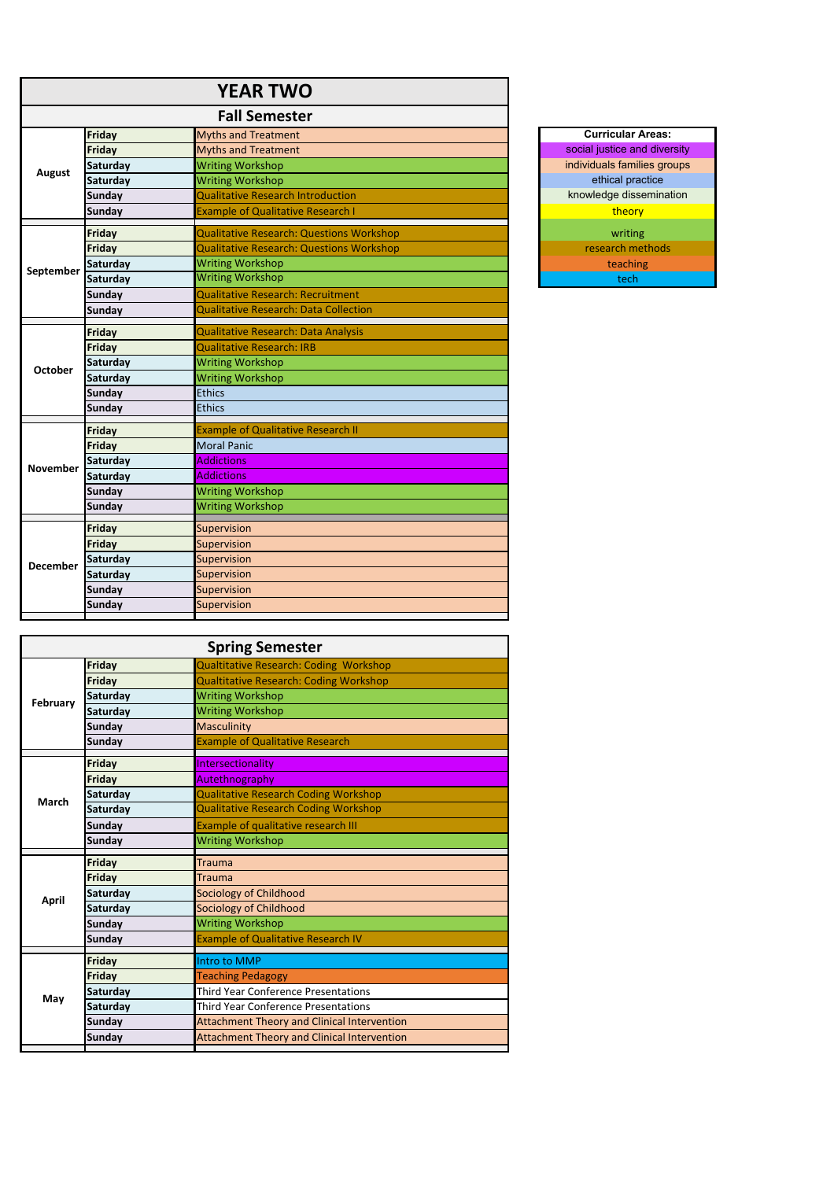# YEAR TWO

## Fall Semester

| Month | Day | Topic |
|---|---|---|
| August | Friday | Myths and Treatment |
| | Friday | Myths and Treatment |
| | Saturday | Writing Workshop |
| | Saturday | Writing Workshop |
| | Sunday | Qualitative Research Introduction |
| | Sunday | Example of Qualitative Research I |
| September | Friday | Qualitative Research: Questions Workshop |
| | Friday | Qualitative Research: Questions Workshop |
| | Saturday | Writing Workshop |
| | Saturday | Writing Workshop |
| | Sunday | Qualitative Research: Recruitment |
| | Sunday | Qualitative Research: Data Collection |
| October | Friday | Qualitative Research: Data Analysis |
| | Friday | Qualitative Research: IRB |
| | Saturday | Writing Workshop |
| | Saturday | Writing Workshop |
| | Sunday | Ethics |
| | Sunday | Ethics |
| November | Friday | Example of Qualitative Research II |
| | Friday | Moral Panic |
| | Saturday | Addictions |
| | Saturday | Addictions |
| | Sunday | Writing Workshop |
| | Sunday | Writing Workshop |
| December | Friday | Supervision |
| | Friday | Supervision |
| | Saturday | Supervision |
| | Saturday | Supervision |
| | Sunday | Supervision |
| | Sunday | Supervision |

## Spring Semester

| Month | Day | Topic |
|---|---|---|
| February | Friday | Qualtitative Research: Coding  Workshop |
| | Friday | Qualtitative Research: Coding Workshop |
| | Saturday | Writing Workshop |
| | Saturday | Writing Workshop |
| | Sunday | Masculinity |
| | Sunday | Example of Qualitative Research |
| March | Friday | Intersectionality |
| | Friday | Autethnography |
| | Saturday | Qualitative Research Coding Workshop |
| | Saturday | Qualitative Research Coding Workshop |
| | Sunday | Example of qualitative research III |
| | Sunday | Writing Workshop |
| April | Friday | Trauma |
| | Friday | Trauma |
| | Saturday | Sociology of Childhood |
| | Saturday | Sociology of Childhood |
| | Sunday | Writing Workshop |
| | Sunday | Example of Qualitative Research IV |
| May | Friday | Intro to MMP |
| | Friday | Teaching Pedagogy |
| | Saturday | Third Year Conference Presentations |
| | Saturday | Third Year Conference Presentations |
| | Sunday | Attachment Theory and Clinical Intervention |
| | Sunday | Attachment Theory and Clinical Intervention |

| Curricular Areas: |
|---|
| social justice and diversity |
| individuals families groups |
| ethical practice |
| knowledge dissemination |
| theory |
| writing |
| research methods |
| teaching |
| tech |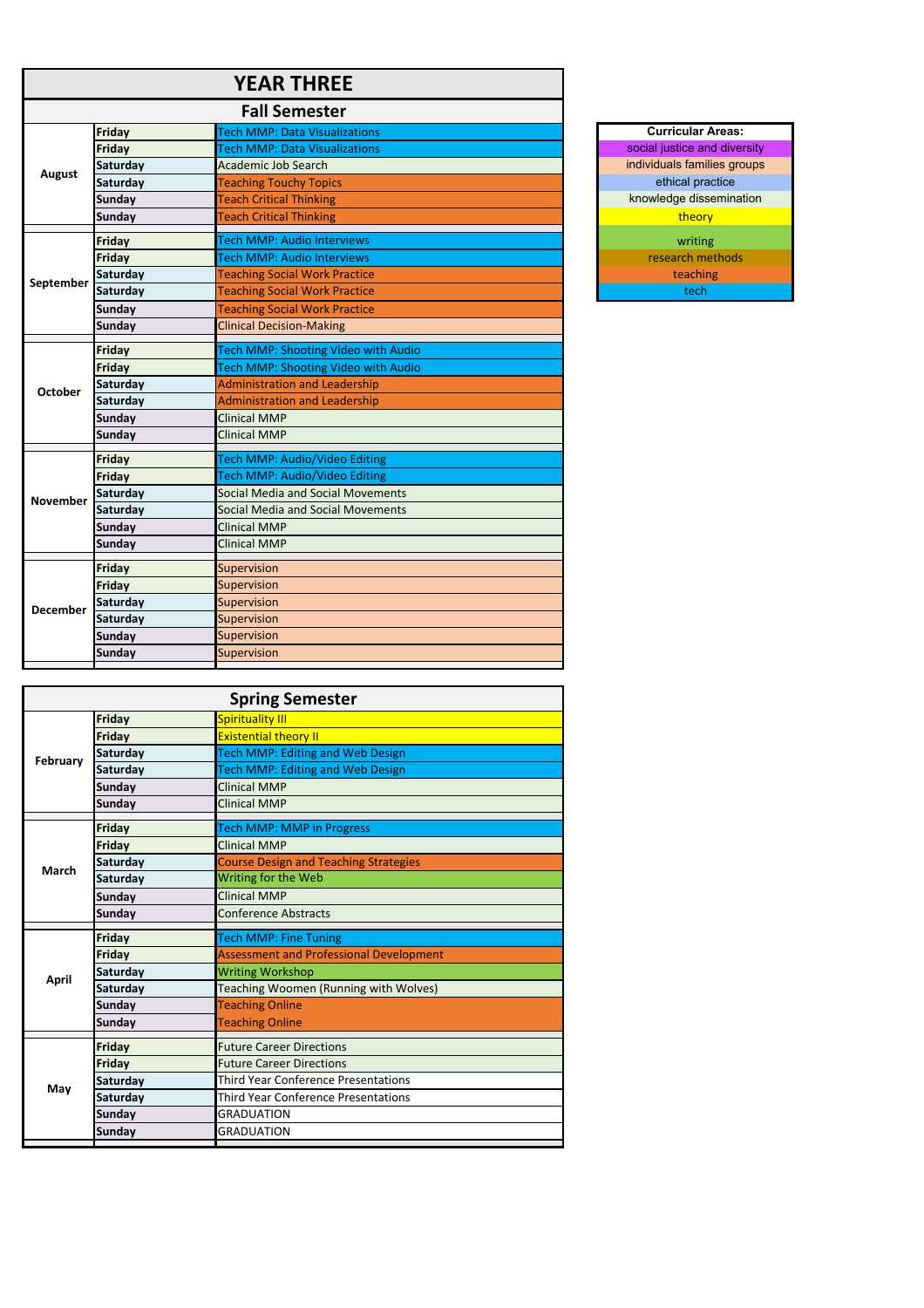# YEAR THREE

## Fall Semester

| Month | Day | Topic |
|---|---|---|
| August | Friday | Tech MMP: Data Visualizations |
| | Friday | Tech MMP: Data Visualizations |
| | Saturday | Academic Job Search |
| | Saturday | Teaching Touchy Topics |
| | Sunday | Teach Critical Thinking |
| | Sunday | Teach Critical Thinking |
| September | Friday | Tech MMP: Audio Interviews |
| | Friday | Tech MMP: Audio Interviews |
| | Saturday | Teaching Social Work Practice |
| | Saturday | Teaching Social Work Practice |
| | Sunday | Teaching Social Work Practice |
| | Sunday | Clinical Decision-Making |
| October | Friday | Tech MMP: Shooting Video with Audio |
| | Friday | Tech MMP: Shooting Video with Audio |
| | Saturday | Administration and Leadership |
| | Saturday | Administration and Leadership |
| | Sunday | Clinical MMP |
| | Sunday | Clinical MMP |
| November | Friday | Tech MMP: Audio/Video Editing |
| | Friday | Tech MMP: Audio/Video Editing |
| | Saturday | Social Media and Social Movements |
| | Saturday | Social Media and Social Movements |
| | Sunday | Clinical MMP |
| | Sunday | Clinical MMP |
| December | Friday | Supervision |
| | Friday | Supervision |
| | Saturday | Supervision |
| | Saturday | Supervision |
| | Sunday | Supervision |
| | Sunday | Supervision |

## Spring Semester

| Month | Day | Topic |
|---|---|---|
| February | Friday | Spirituality III |
| | Friday | Existential theory II |
| | Saturday | Tech MMP: Editing and Web Design |
| | Saturday | Tech MMP: Editing and Web Design |
| | Sunday | Clinical MMP |
| | Sunday | Clinical MMP |
| March | Friday | Tech MMP: MMP in Progress |
| | Friday | Clinical MMP |
| | Saturday | Course Design and Teaching Strategies |
| | Saturday | Writing for the Web |
| | Sunday | Clinical MMP |
| | Sunday | Conference Abstracts |
| April | Friday | Tech MMP: Fine Tuning |
| | Friday | Assessment and Professional Development |
| | Saturday | Writing Workshop |
| | Saturday | Teaching Woomen (Running with Wolves) |
| | Sunday | Teaching Online |
| | Sunday | Teaching Online |
| May | Friday | Future Career Directions |
| | Friday | Future Career Directions |
| | Saturday | Third Year Conference Presentations |
| | Saturday | Third Year Conference Presentations |
| | Sunday | GRADUATION |
| | Sunday | GRADUATION |

| Curricular Areas: |
|---|
| social justice and diversity |
| individuals families groups |
| ethical practice |
| knowledge dissemination |
| theory |
| writing |
| research methods |
| teaching |
| tech |